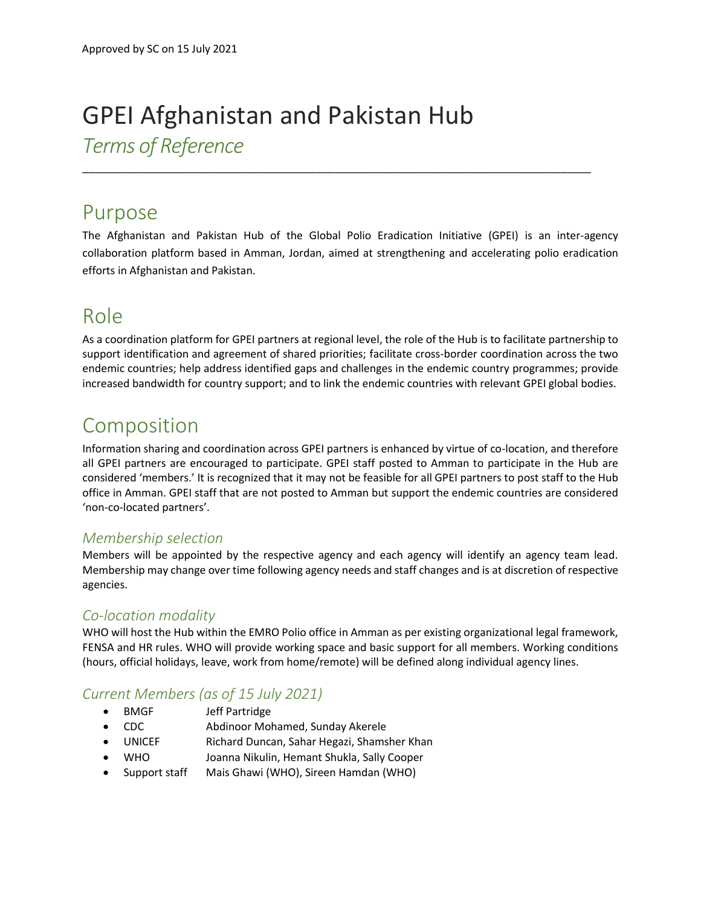Approved by SC on 15 July 2021

# GPEI Afghanistan and Pakistan Hub

*Terms of Reference*

---

## Purpose

The Afghanistan and Pakistan Hub of the Global Polio Eradication Initiative (GPEI) is an inter-agency collaboration platform based in Amman, Jordan, aimed at strengthening and accelerating polio eradication efforts in Afghanistan and Pakistan.

## Role

As a coordination platform for GPEI partners at regional level, the role of the Hub is to facilitate partnership to support identification and agreement of shared priorities; facilitate cross-border coordination across the two endemic countries; help address identified gaps and challenges in the endemic country programmes; provide increased bandwidth for country support; and to link the endemic countries with relevant GPEI global bodies.

## Composition

Information sharing and coordination across GPEI partners is enhanced by virtue of co-location, and therefore all GPEI partners are encouraged to participate. GPEI staff posted to Amman to participate in the Hub are considered 'members.' It is recognized that it may not be feasible for all GPEI partners to post staff to the Hub office in Amman. GPEI staff that are not posted to Amman but support the endemic countries are considered 'non-co-located partners'.

### *Membership selection*

Members will be appointed by the respective agency and each agency will identify an agency team lead. Membership may change over time following agency needs and staff changes and is at discretion of respective agencies.

### *Co-location modality*

WHO will host the Hub within the EMRO Polio office in Amman as per existing organizational legal framework, FENSA and HR rules. WHO will provide working space and basic support for all members. Working conditions (hours, official holidays, leave, work from home/remote) will be defined along individual agency lines.

### *Current Members (as of 15 July 2021)*

- BMGF Jeff Partridge
- CDC Abdinoor Mohamed, Sunday Akerele
- UNICEF Richard Duncan, Sahar Hegazi, Shamsher Khan
- WHO Joanna Nikulin, Hemant Shukla, Sally Cooper
- Support staff Mais Ghawi (WHO), Sireen Hamdan (WHO)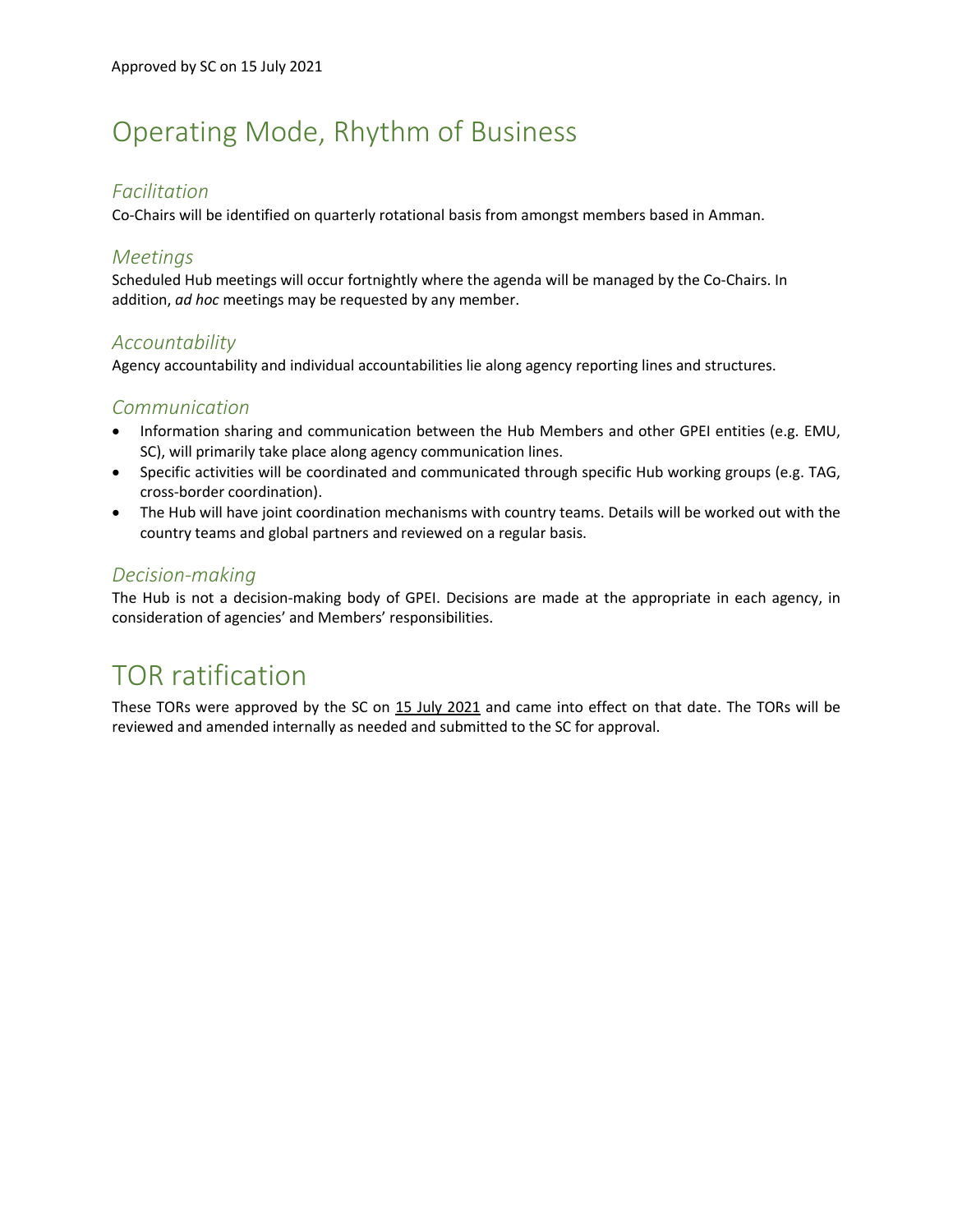## Operating Mode, Rhythm of Business

### *Facilitation*

Co-Chairs will be identified on quarterly rotational basis from amongst members based in Amman.

### *Meetings*

Scheduled Hub meetings will occur fortnightly where the agenda will be managed by the Co-Chairs. In addition, *ad hoc* meetings may be requested by any member.

### *Accountability*

Agency accountability and individual accountabilities lie along agency reporting lines and structures.

### *Communication*

- Information sharing and communication between the Hub Members and other GPEI entities (e.g. EMU, SC), will primarily take place along agency communication lines.
- Specific activities will be coordinated and communicated through specific Hub working groups (e.g. TAG, cross-border coordination).
- The Hub will have joint coordination mechanisms with country teams. Details will be worked out with the country teams and global partners and reviewed on a regular basis.

### *Decision-making*

The Hub is not a decision-making body of GPEI. Decisions are made at the appropriate in each agency, in consideration of agencies' and Members' responsibilities.

## TOR ratification

These TORs were approved by the SC on 15 July 2021 and came into effect on that date. The TORs will be reviewed and amended internally as needed and submitted to the SC for approval.